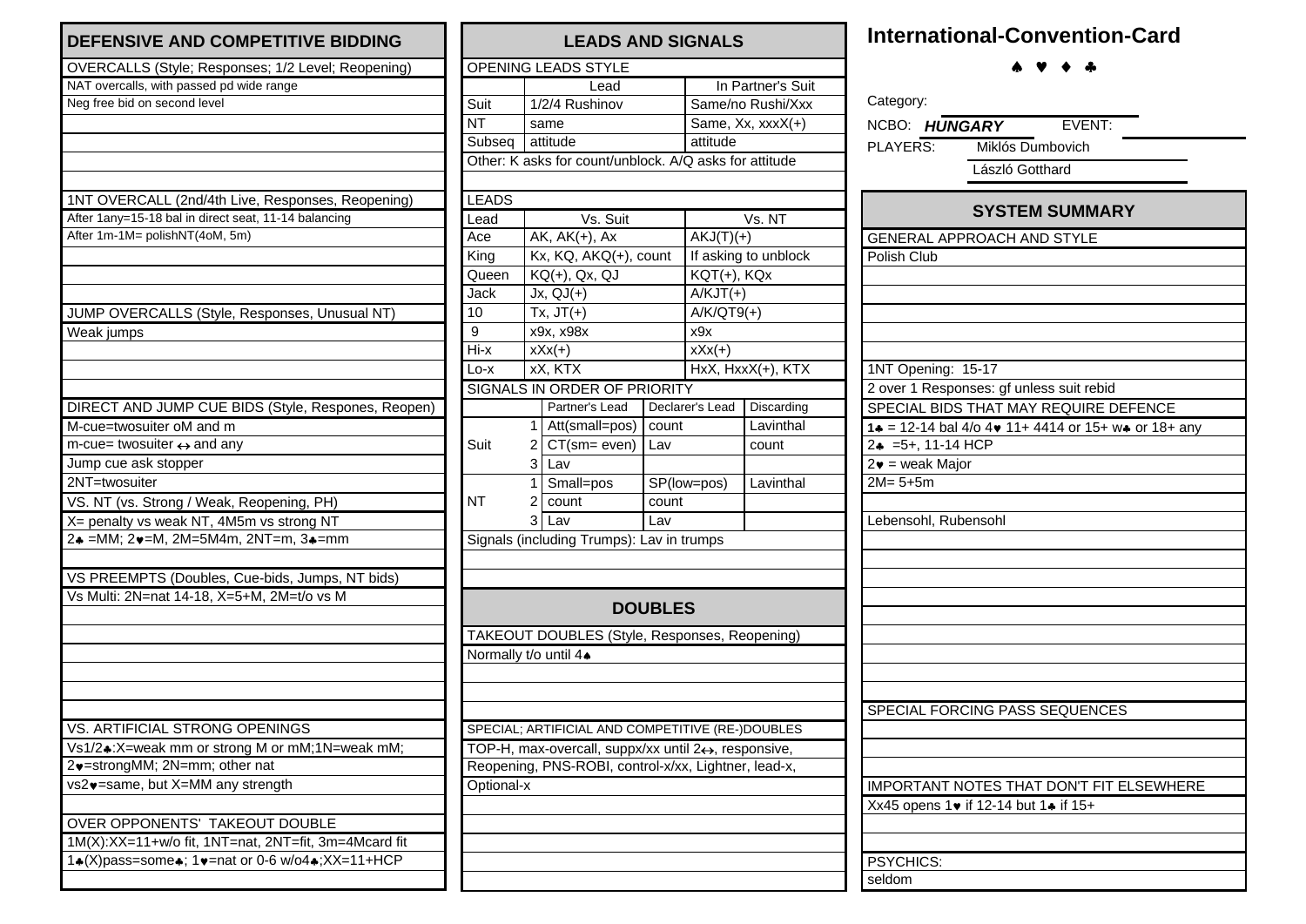# International-Convention-Card

♠ ♥ ♦ ♣

Category:

NCBO: ***HUNGARY*** EVENT:

PLAYERS: Miklós Dumbovich

László Gotthard

## SYSTEM SUMMARY

### GENERAL APPROACH AND STYLE

Polish Club

1NT Opening: 15-17

2 over 1 Responses: gf unless suit rebid

### SPECIAL BIDS THAT MAY REQUIRE DEFENCE

1♣ = 12-14 bal 4/o 4♥ 11+ 4414 or 15+ w♣ or 18+ any

2♣ =5+, 11-14 HCP

2♥ = weak Major

2M= 5+5m

Lebensohl, Rubensohl

### SPECIAL FORCING PASS SEQUENCES

### IMPORTANT NOTES THAT DON'T FIT ELSEWHERE

Xx45 opens 1♥ if 12-14 but 1♣ if 15+

### PSYCHICS:

seldom

## DEFENSIVE AND COMPETITIVE BIDDING

### OVERCALLS (Style; Responses; 1/2 Level; Reopening)

NAT overcalls, with passed pd wide range

Neg free bid on second level

### 1NT OVERCALL (2nd/4th Live, Responses, Reopening)

After 1any=15-18 bal in direct seat, 11-14 balancing

After 1m-1M= polishNT(4oM, 5m)

### JUMP OVERCALLS (Style, Responses, Unusual NT)

Weak jumps

### DIRECT AND JUMP CUE BIDS (Style, Respones, Reopen)

M-cue=twosuiter oM and m

m-cue= twosuiter ↔ and any

Jump cue ask stopper

2NT=twosuiter

### VS. NT (vs. Strong / Weak, Reopening, PH)

X= penalty vs weak NT, 4M5m vs strong NT

2♣ =MM; 2♥=M, 2M=5M4m, 2NT=m, 3♣=mm

### VS PREEMPTS (Doubles, Cue-bids, Jumps, NT bids)

Vs Multi: 2N=nat 14-18, X=5+M, 2M=t/o vs M

### VS. ARTIFICIAL STRONG OPENINGS

Vs1/2♣:X=weak mm or strong M or mM;1N=weak mM;

2♥=strongMM; 2N=mm; other nat

vs2♥=same, but X=MM any strength

### OVER OPPONENTS' TAKEOUT DOUBLE

1M(X):XX=11+w/o fit, 1NT=nat, 2NT=fit, 3m=4Mcard fit

1♣(X)pass=some♣; 1♥=nat or 0-6 w/o4♣;XX=11+HCP

## LEADS AND SIGNALS

### OPENING LEADS STYLE

| | Lead | In Partner's Suit |
|---|---|---|
| Suit | 1/2/4 Rushinov | Same/no Rushi/Xxx |
| NT | same | Same, Xx, xxxX(+) |
| Subseq | attitude | attitude |

Other: K asks for count/unblock. A/Q asks for attitude

### LEADS

| Lead | Vs. Suit | Vs. NT |
|---|---|---|
| Ace | AK, AK(+), Ax | AKJ(T)(+) |
| King | Kx, KQ, AKQ(+), count | If asking to unblock |
| Queen | KQ(+), Qx, QJ | KQT(+), KQx |
| Jack | Jx, QJ(+) | A/KJT(+) |
| 10 | Tx, JT(+) | A/K/QT9(+) |
| 9 | x9x, x98x | x9x |
| Hi-x | xXx(+) | xXx(+) |
| Lo-x | xX, KTX | HxX, HxxX(+), KTX |

### SIGNALS IN ORDER OF PRIORITY

| | | Partner's Lead | Declarer's Lead | Discarding |
|---|---|---|---|---|
| Suit | 1 | Att(small=pos) | count | Lavinthal |
| | 2 | CT(sm= even) | Lav | count |
| | 3 | Lav | | |
| NT | 1 | Small=pos | SP(low=pos) | Lavinthal |
| | 2 | count | count | |
| | 3 | Lav | Lav | |

Signals (including Trumps): Lav in trumps

## DOUBLES

### TAKEOUT DOUBLES (Style, Responses, Reopening)

Normally t/o until 4♠

### SPECIAL; ARTIFICIAL AND COMPETITIVE (RE-)DOUBLES

TOP-H, max-overcall, suppx/xx until 2↔, responsive,

Reopening, PNS-ROBI, control-x/xx, Lightner, lead-x,

Optional-x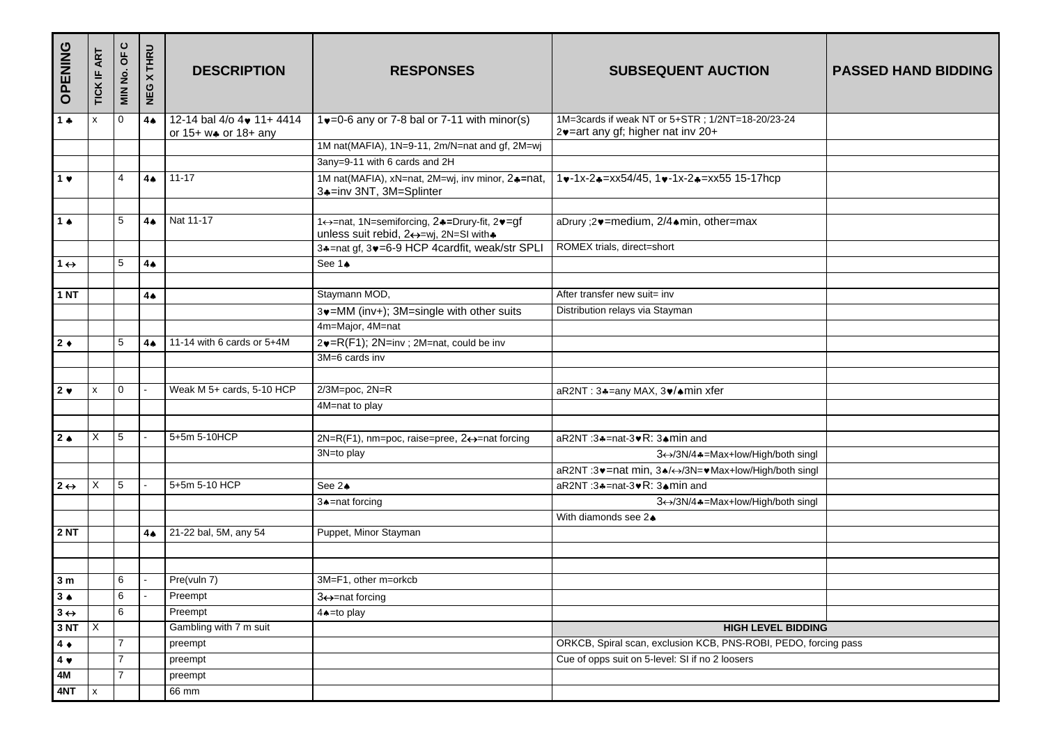| OPENING | TICK IF ART | MIN No. OF C | NEG X THRU | DESCRIPTION | RESPONSES | SUBSEQUENT AUCTION | PASSED HAND BIDDING |
|---|---|---|---|---|---|---|---|
| 1 ♣ | x | 0 | 4♠ | 12-14 bal 4/o 4♥ 11+ 4414 or 15+ w♣ or 18+ any | 1♥=0-6 any or 7-8 bal or 7-11 with minor(s) | 1M=3cards if weak NT or 5+STR ; 1/2NT=18-20/23-24 2♥=art any gf; higher nat inv 20+ | |
| | | | | | 1M nat(MAFIA), 1N=9-11, 2m/N=nat and gf, 2M=wj | | |
| | | | | | 3any=9-11 with 6 cards and 2H | | |
| 1 ♥ | | 4 | 4♠ | 11-17 | 1M nat(MAFIA), xN=nat, 2M=wj, inv minor, 2♣=nat, 3♣=inv 3NT, 3M=Splinter | 1♥-1x-2♣=xx54/45, 1♥-1x-2♣=xx55 15-17hcp | |
| | | | | | | | |
| 1 ♠ | | 5 | 4♠ | Nat 11-17 | 1↔=nat, 1N=semiforcing, 2♣=Drury-fit, 2♥=gf unless suit rebid, 2↔=wj, 2N=SI with♣ | aDrury ;2♥=medium, 2/4♠min, other=max | |
| | | | | | 3♣=nat gf, 3♥=6-9 HCP 4cardfit, weak/str SPLI | ROMEX trials, direct=short | |
| 1 ↔ | | 5 | 4♠ | | See 1♠ | | |
| | | | | | | | |
| 1 NT | | | 4♠ | | Staymann MOD, | After transfer new suit= inv | |
| | | | | | 3♥=MM (inv+); 3M=single with other suits | Distribution relays via Stayman | |
| | | | | | 4m=Major, 4M=nat | | |
| 2 ♦ | | 5 | 4♠ | 11-14 with 6 cards or 5+4M | 2♥=R(F1); 2N=inv ; 2M=nat, could be inv | | |
| | | | | | 3M=6 cards inv | | |
| | | | | | | | |
| 2 ♥ | x | 0 | - | Weak M 5+ cards, 5-10 HCP | 2/3M=poc, 2N=R | aR2NT : 3♣=any MAX, 3♥/♠min xfer | |
| | | | | | 4M=nat to play | | |
| | | | | | | | |
| 2 ♠ | X | 5 | - | 5+5m 5-10HCP | 2N=R(F1), nm=poc, raise=pree, 2↔=nat forcing | aR2NT :3♣=nat-3♥R: 3♠min and | |
| | | | | | 3N=to play | 3↔/3N/4♣=Max+low/High/both singl | |
| | | | | | | aR2NT :3♥=nat min, 3♠/↔/3N=♥Max+low/High/both singl | |
| 2 ↔ | X | 5 | - | 5+5m 5-10 HCP | See 2♠ | aR2NT :3♣=nat-3♥R: 3♠min and | |
| | | | | | 3♠=nat forcing | 3↔/3N/4♣=Max+low/High/both singl | |
| | | | | | | With diamonds see 2♠ | |
| 2 NT | | | 4♠ | 21-22 bal, 5M, any 54 | Puppet, Minor Stayman | | |
| | | | | | | | |
| | | | | | | | |
| 3 m | | 6 | - | Pre(vuln 7) | 3M=F1, other m=orkcb | | |
| 3 ♠ | | 6 | - | Preempt | 3↔=nat forcing | | |
| 3 ↔ | | 6 | | Preempt | 4♠=to play | | |
| 3 NT | X | | | Gambling with 7 m suit | | **HIGH LEVEL BIDDING** | |
| 4 ♦ | | 7 | | preempt | | ORKCB, Spiral scan, exclusion KCB, PNS-ROBI, PEDO, forcing pass | |
| 4 ♥ | | 7 | | preempt | | Cue of opps suit on 5-level: SI if no 2 loosers | |
| 4M | | 7 | | preempt | | | |
| 4NT | x | | | 66 mm | | | |